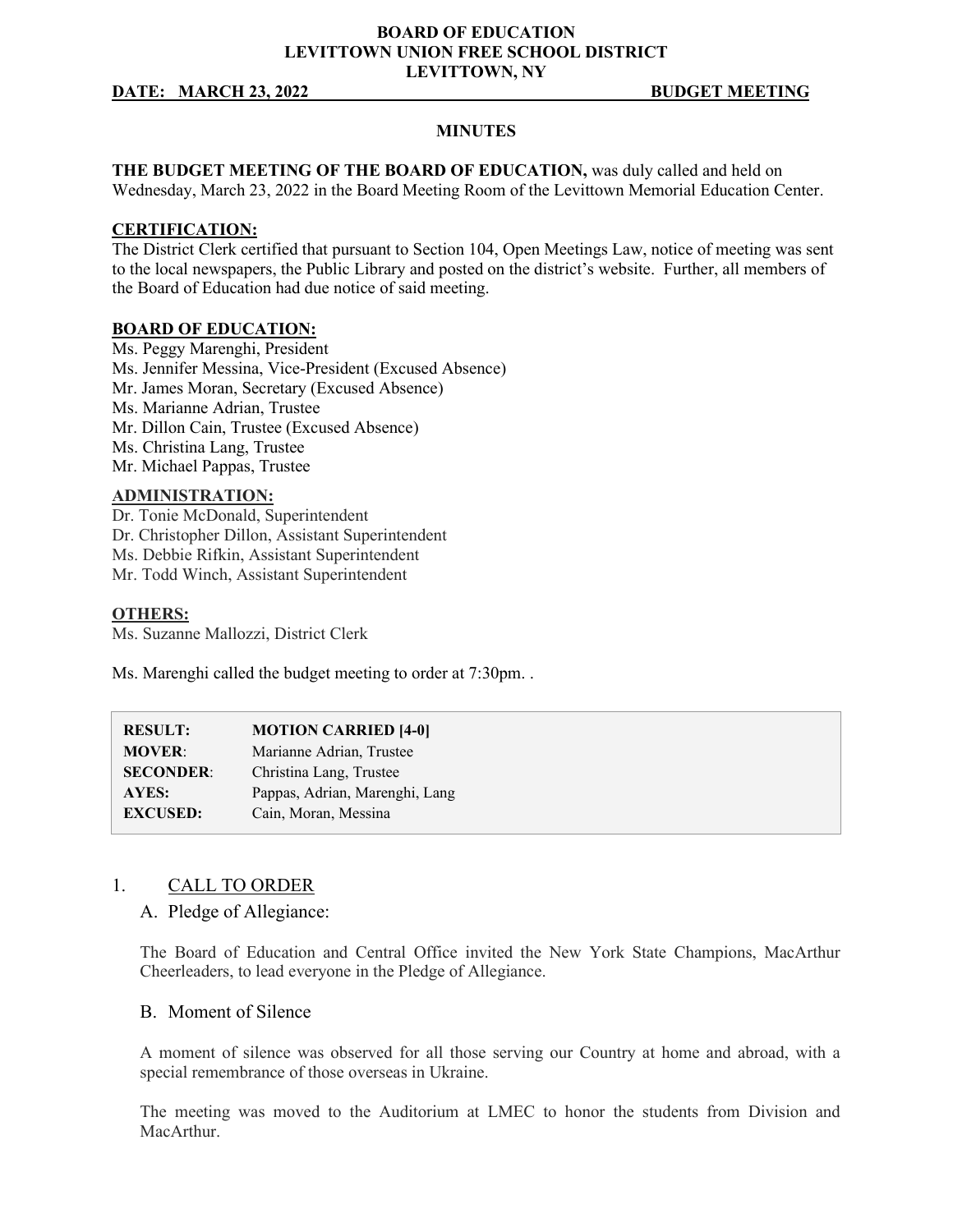**BOARD OF EDUCATION**
**LEVITTOWN UNION FREE SCHOOL DISTRICT**
**LEVITTOWN, NY**

**DATE: MARCH 23, 2022** **BUDGET MEETING**

## MINUTES

**THE BUDGET MEETING OF THE BOARD OF EDUCATION,** was duly called and held on Wednesday, March 23, 2022 in the Board Meeting Room of the Levittown Memorial Education Center.

### CERTIFICATION:

The District Clerk certified that pursuant to Section 104, Open Meetings Law, notice of meeting was sent to the local newspapers, the Public Library and posted on the district's website. Further, all members of the Board of Education had due notice of said meeting.

### BOARD OF EDUCATION:

Ms. Peggy Marenghi, President
Ms. Jennifer Messina, Vice-President (Excused Absence)
Mr. James Moran, Secretary (Excused Absence)
Ms. Marianne Adrian, Trustee
Mr. Dillon Cain, Trustee (Excused Absence)
Ms. Christina Lang, Trustee
Mr. Michael Pappas, Trustee

### ADMINISTRATION:

Dr. Tonie McDonald, Superintendent
Dr. Christopher Dillon, Assistant Superintendent
Ms. Debbie Rifkin, Assistant Superintendent
Mr. Todd Winch, Assistant Superintendent

### OTHERS:

Ms. Suzanne Mallozzi, District Clerk

Ms. Marenghi called the budget meeting to order at 7:30pm. .

| | |
|---|---|
| **RESULT:** | **MOTION CARRIED [4-0]** |
| **MOVER**: | Marianne Adrian, Trustee |
| **SECONDER**: | Christina Lang, Trustee |
| **AYES:** | Pappas, Adrian, Marenghi, Lang |
| **EXCUSED:** | Cain, Moran, Messina |

## 1. CALL TO ORDER

### A. Pledge of Allegiance:

The Board of Education and Central Office invited the New York State Champions, MacArthur Cheerleaders, to lead everyone in the Pledge of Allegiance.

### B. Moment of Silence

A moment of silence was observed for all those serving our Country at home and abroad, with a special remembrance of those overseas in Ukraine.

The meeting was moved to the Auditorium at LMEC to honor the students from Division and MacArthur.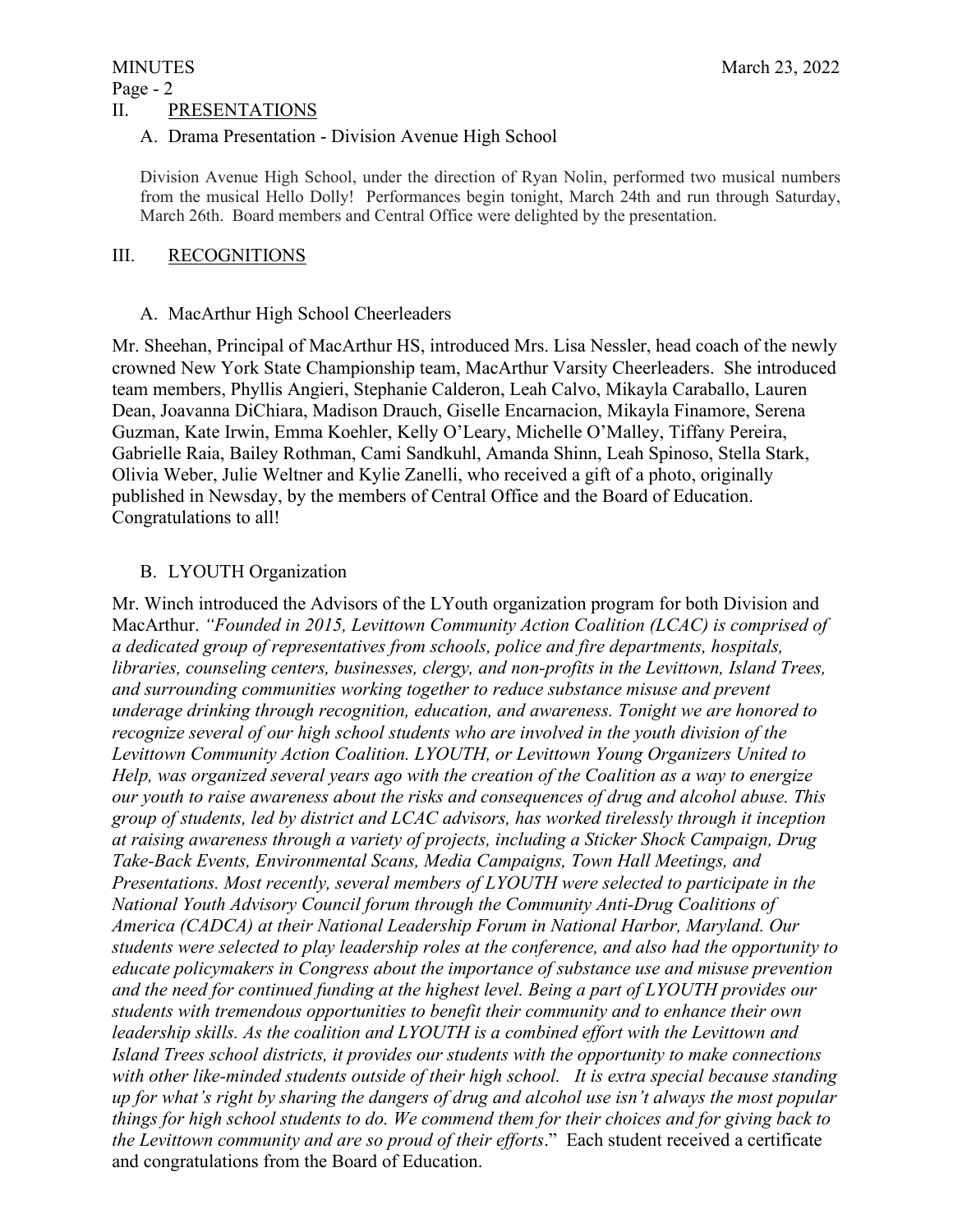## II. PRESENTATIONS

### A. Drama Presentation - Division Avenue High School

Division Avenue High School, under the direction of Ryan Nolin, performed two musical numbers from the musical Hello Dolly! Performances begin tonight, March 24th and run through Saturday, March 26th. Board members and Central Office were delighted by the presentation.

## III. RECOGNITIONS

### A. MacArthur High School Cheerleaders

Mr. Sheehan, Principal of MacArthur HS, introduced Mrs. Lisa Nessler, head coach of the newly crowned New York State Championship team, MacArthur Varsity Cheerleaders. She introduced team members, Phyllis Angieri, Stephanie Calderon, Leah Calvo, Mikayla Caraballo, Lauren Dean, Joavanna DiChiara, Madison Drauch, Giselle Encarnacion, Mikayla Finamore, Serena Guzman, Kate Irwin, Emma Koehler, Kelly O'Leary, Michelle O'Malley, Tiffany Pereira, Gabrielle Raia, Bailey Rothman, Cami Sandkuhl, Amanda Shinn, Leah Spinoso, Stella Stark, Olivia Weber, Julie Weltner and Kylie Zanelli, who received a gift of a photo, originally published in Newsday, by the members of Central Office and the Board of Education. Congratulations to all!

### B. LYOUTH Organization

Mr. Winch introduced the Advisors of the LYouth organization program for both Division and MacArthur. *"Founded in 2015, Levittown Community Action Coalition (LCAC) is comprised of a dedicated group of representatives from schools, police and fire departments, hospitals, libraries, counseling centers, businesses, clergy, and non-profits in the Levittown, Island Trees, and surrounding communities working together to reduce substance misuse and prevent underage drinking through recognition, education, and awareness. Tonight we are honored to recognize several of our high school students who are involved in the youth division of the Levittown Community Action Coalition. LYOUTH, or Levittown Young Organizers United to Help, was organized several years ago with the creation of the Coalition as a way to energize our youth to raise awareness about the risks and consequences of drug and alcohol abuse. This group of students, led by district and LCAC advisors, has worked tirelessly through it inception at raising awareness through a variety of projects, including a Sticker Shock Campaign, Drug Take-Back Events, Environmental Scans, Media Campaigns, Town Hall Meetings, and Presentations. Most recently, several members of LYOUTH were selected to participate in the National Youth Advisory Council forum through the Community Anti-Drug Coalitions of America (CADCA) at their National Leadership Forum in National Harbor, Maryland. Our students were selected to play leadership roles at the conference, and also had the opportunity to educate policymakers in Congress about the importance of substance use and misuse prevention and the need for continued funding at the highest level. Being a part of LYOUTH provides our students with tremendous opportunities to benefit their community and to enhance their own leadership skills. As the coalition and LYOUTH is a combined effort with the Levittown and Island Trees school districts, it provides our students with the opportunity to make connections with other like-minded students outside of their high school. It is extra special because standing up for what's right by sharing the dangers of drug and alcohol use isn't always the most popular things for high school students to do. We commend them for their choices and for giving back to the Levittown community and are so proud of their efforts*." Each student received a certificate and congratulations from the Board of Education.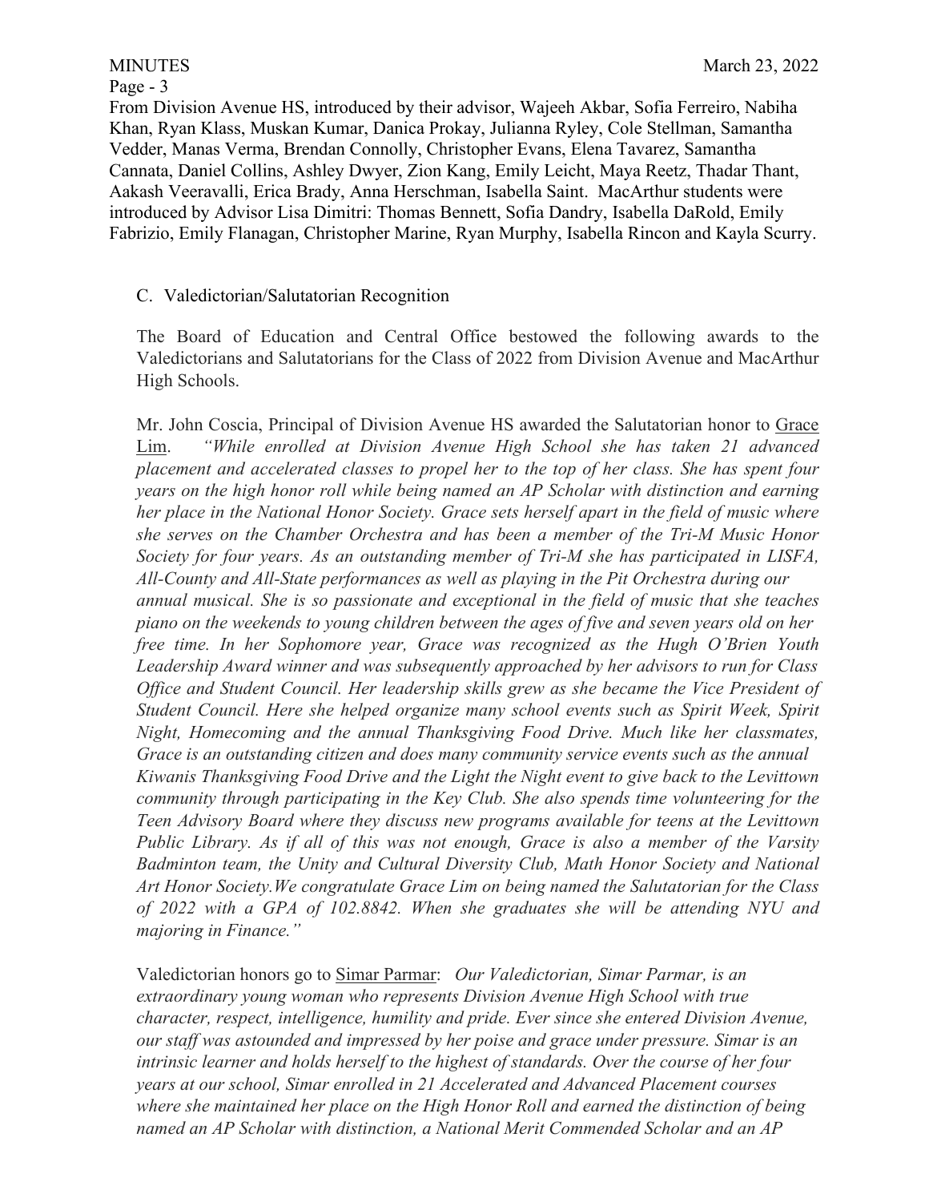From Division Avenue HS, introduced by their advisor, Wajeeh Akbar, Sofia Ferreiro, Nabiha Khan, Ryan Klass, Muskan Kumar, Danica Prokay, Julianna Ryley, Cole Stellman, Samantha Vedder, Manas Verma, Brendan Connolly, Christopher Evans, Elena Tavarez, Samantha Cannata, Daniel Collins, Ashley Dwyer, Zion Kang, Emily Leicht, Maya Reetz, Thadar Thant, Aakash Veeravalli, Erica Brady, Anna Herschman, Isabella Saint. MacArthur students were introduced by Advisor Lisa Dimitri: Thomas Bennett, Sofia Dandry, Isabella DaRold, Emily Fabrizio, Emily Flanagan, Christopher Marine, Ryan Murphy, Isabella Rincon and Kayla Scurry.

C. Valedictorian/Salutatorian Recognition

The Board of Education and Central Office bestowed the following awards to the Valedictorians and Salutatorians for the Class of 2022 from Division Avenue and MacArthur High Schools.

Mr. John Coscia, Principal of Division Avenue HS awarded the Salutatorian honor to Grace Lim. *"While enrolled at Division Avenue High School she has taken 21 advanced placement and accelerated classes to propel her to the top of her class. She has spent four years on the high honor roll while being named an AP Scholar with distinction and earning her place in the National Honor Society. Grace sets herself apart in the field of music where she serves on the Chamber Orchestra and has been a member of the Tri-M Music Honor Society for four years. As an outstanding member of Tri-M she has participated in LISFA, All-County and All-State performances as well as playing in the Pit Orchestra during our annual musical. She is so passionate and exceptional in the field of music that she teaches piano on the weekends to young children between the ages of five and seven years old on her free time. In her Sophomore year, Grace was recognized as the Hugh O'Brien Youth Leadership Award winner and was subsequently approached by her advisors to run for Class Office and Student Council. Her leadership skills grew as she became the Vice President of Student Council. Here she helped organize many school events such as Spirit Week, Spirit Night, Homecoming and the annual Thanksgiving Food Drive. Much like her classmates, Grace is an outstanding citizen and does many community service events such as the annual Kiwanis Thanksgiving Food Drive and the Light the Night event to give back to the Levittown community through participating in the Key Club. She also spends time volunteering for the Teen Advisory Board where they discuss new programs available for teens at the Levittown Public Library. As if all of this was not enough, Grace is also a member of the Varsity Badminton team, the Unity and Cultural Diversity Club, Math Honor Society and National Art Honor Society.We congratulate Grace Lim on being named the Salutatorian for the Class of 2022 with a GPA of 102.8842. When she graduates she will be attending NYU and majoring in Finance."*

Valedictorian honors go to Simar Parmar: *Our Valedictorian, Simar Parmar, is an extraordinary young woman who represents Division Avenue High School with true character, respect, intelligence, humility and pride. Ever since she entered Division Avenue, our staff was astounded and impressed by her poise and grace under pressure. Simar is an intrinsic learner and holds herself to the highest of standards. Over the course of her four years at our school, Simar enrolled in 21 Accelerated and Advanced Placement courses where she maintained her place on the High Honor Roll and earned the distinction of being named an AP Scholar with distinction, a National Merit Commended Scholar and an AP*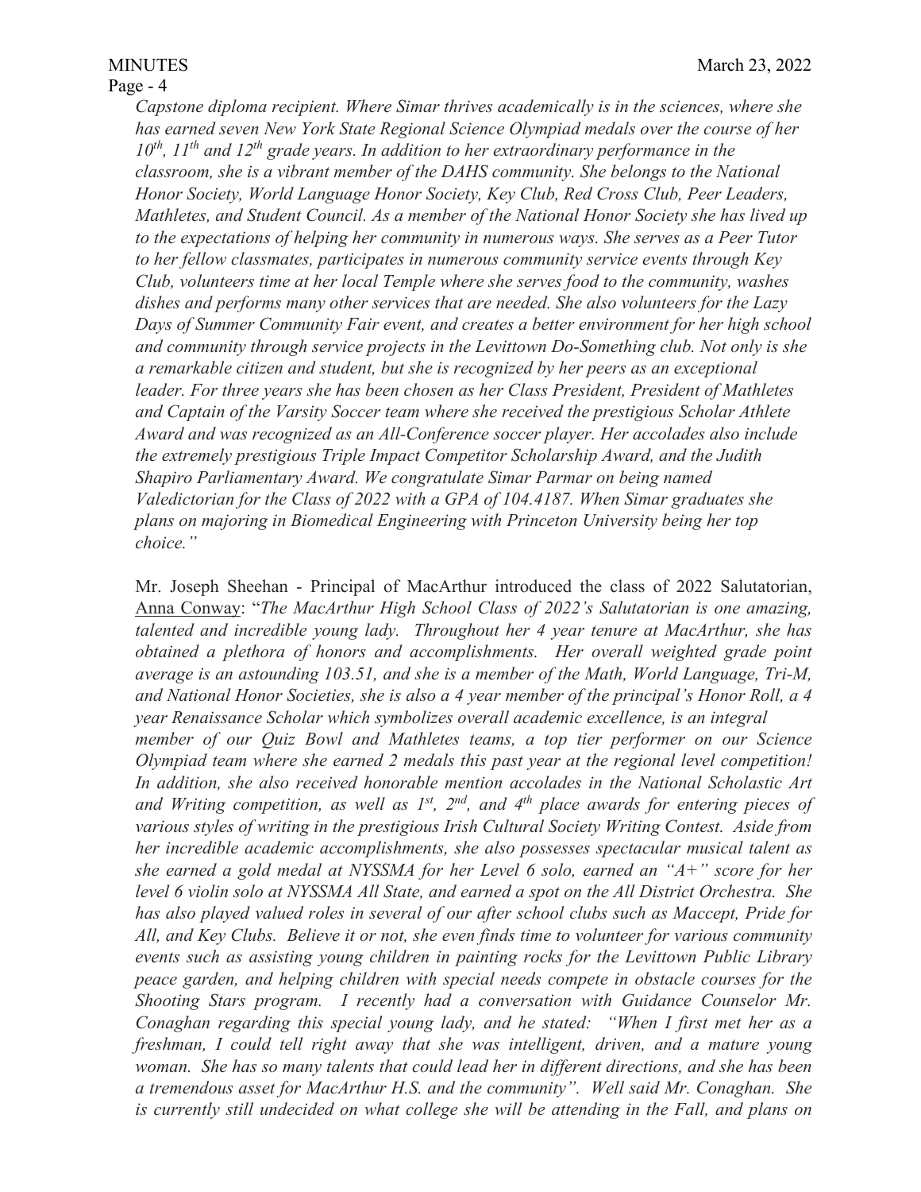*Capstone diploma recipient. Where Simar thrives academically is in the sciences, where she has earned seven New York State Regional Science Olympiad medals over the course of her 10th, 11th and 12th grade years. In addition to her extraordinary performance in the classroom, she is a vibrant member of the DAHS community. She belongs to the National Honor Society, World Language Honor Society, Key Club, Red Cross Club, Peer Leaders, Mathletes, and Student Council. As a member of the National Honor Society she has lived up to the expectations of helping her community in numerous ways. She serves as a Peer Tutor to her fellow classmates, participates in numerous community service events through Key Club, volunteers time at her local Temple where she serves food to the community, washes dishes and performs many other services that are needed. She also volunteers for the Lazy Days of Summer Community Fair event, and creates a better environment for her high school and community through service projects in the Levittown Do-Something club. Not only is she a remarkable citizen and student, but she is recognized by her peers as an exceptional leader. For three years she has been chosen as her Class President, President of Mathletes and Captain of the Varsity Soccer team where she received the prestigious Scholar Athlete Award and was recognized as an All-Conference soccer player. Her accolades also include the extremely prestigious Triple Impact Competitor Scholarship Award, and the Judith Shapiro Parliamentary Award. We congratulate Simar Parmar on being named Valedictorian for the Class of 2022 with a GPA of 104.4187. When Simar graduates she plans on majoring in Biomedical Engineering with Princeton University being her top choice."*

Mr. Joseph Sheehan - Principal of MacArthur introduced the class of 2022 Salutatorian, Anna Conway: "*The MacArthur High School Class of 2022's Salutatorian is one amazing, talented and incredible young lady. Throughout her 4 year tenure at MacArthur, she has obtained a plethora of honors and accomplishments. Her overall weighted grade point average is an astounding 103.51, and she is a member of the Math, World Language, Tri-M, and National Honor Societies, she is also a 4 year member of the principal's Honor Roll, a 4 year Renaissance Scholar which symbolizes overall academic excellence, is an integral member of our Quiz Bowl and Mathletes teams, a top tier performer on our Science Olympiad team where she earned 2 medals this past year at the regional level competition! In addition, she also received honorable mention accolades in the National Scholastic Art and Writing competition, as well as 1st, 2nd, and 4th place awards for entering pieces of various styles of writing in the prestigious Irish Cultural Society Writing Contest. Aside from her incredible academic accomplishments, she also possesses spectacular musical talent as she earned a gold medal at NYSSMA for her Level 6 solo, earned an "A+" score for her level 6 violin solo at NYSSMA All State, and earned a spot on the All District Orchestra. She has also played valued roles in several of our after school clubs such as Maccept, Pride for All, and Key Clubs. Believe it or not, she even finds time to volunteer for various community events such as assisting young children in painting rocks for the Levittown Public Library peace garden, and helping children with special needs compete in obstacle courses for the Shooting Stars program. I recently had a conversation with Guidance Counselor Mr. Conaghan regarding this special young lady, and he stated: "When I first met her as a freshman, I could tell right away that she was intelligent, driven, and a mature young woman. She has so many talents that could lead her in different directions, and she has been a tremendous asset for MacArthur H.S. and the community". Well said Mr. Conaghan. She is currently still undecided on what college she will be attending in the Fall, and plans on*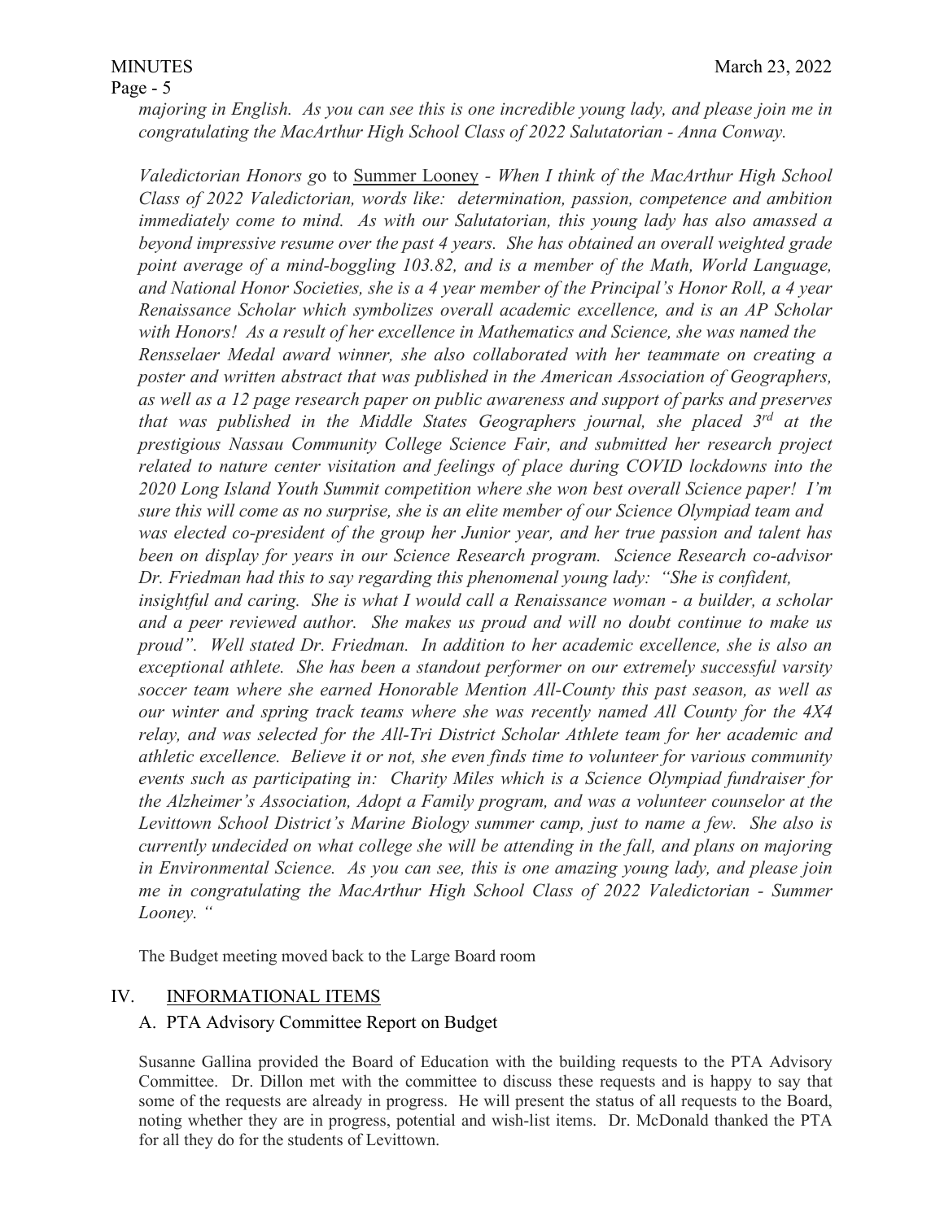*majoring in English. As you can see this is one incredible young lady, and please join me in congratulating the MacArthur High School Class of 2022 Salutatorian - Anna Conway.*

*Valedictorian Honors g*o to Summer Looney - *When I think of the MacArthur High School Class of 2022 Valedictorian, words like: determination, passion, competence and ambition immediately come to mind. As with our Salutatorian, this young lady has also amassed a beyond impressive resume over the past 4 years. She has obtained an overall weighted grade point average of a mind-boggling 103.82, and is a member of the Math, World Language, and National Honor Societies, she is a 4 year member of the Principal's Honor Roll, a 4 year Renaissance Scholar which symbolizes overall academic excellence, and is an AP Scholar with Honors! As a result of her excellence in Mathematics and Science, she was named the Rensselaer Medal award winner, she also collaborated with her teammate on creating a poster and written abstract that was published in the American Association of Geographers, as well as a 12 page research paper on public awareness and support of parks and preserves that was published in the Middle States Geographers journal, she placed 3rd at the prestigious Nassau Community College Science Fair, and submitted her research project related to nature center visitation and feelings of place during COVID lockdowns into the 2020 Long Island Youth Summit competition where she won best overall Science paper! I'm sure this will come as no surprise, she is an elite member of our Science Olympiad team and was elected co-president of the group her Junior year, and her true passion and talent has been on display for years in our Science Research program. Science Research co-advisor Dr. Friedman had this to say regarding this phenomenal young lady: "She is confident, insightful and caring. She is what I would call a Renaissance woman - a builder, a scholar and a peer reviewed author. She makes us proud and will no doubt continue to make us proud". Well stated Dr. Friedman. In addition to her academic excellence, she is also an exceptional athlete. She has been a standout performer on our extremely successful varsity soccer team where she earned Honorable Mention All-County this past season, as well as our winter and spring track teams where she was recently named All County for the 4X4 relay, and was selected for the All-Tri District Scholar Athlete team for her academic and athletic excellence. Believe it or not, she even finds time to volunteer for various community events such as participating in: Charity Miles which is a Science Olympiad fundraiser for the Alzheimer's Association, Adopt a Family program, and was a volunteer counselor at the Levittown School District's Marine Biology summer camp, just to name a few. She also is currently undecided on what college she will be attending in the fall, and plans on majoring in Environmental Science. As you can see, this is one amazing young lady, and please join me in congratulating the MacArthur High School Class of 2022 Valedictorian - Summer Looney. "*

The Budget meeting moved back to the Large Board room

## IV. INFORMATIONAL ITEMS

### A. PTA Advisory Committee Report on Budget

Susanne Gallina provided the Board of Education with the building requests to the PTA Advisory Committee. Dr. Dillon met with the committee to discuss these requests and is happy to say that some of the requests are already in progress. He will present the status of all requests to the Board, noting whether they are in progress, potential and wish-list items. Dr. McDonald thanked the PTA for all they do for the students of Levittown.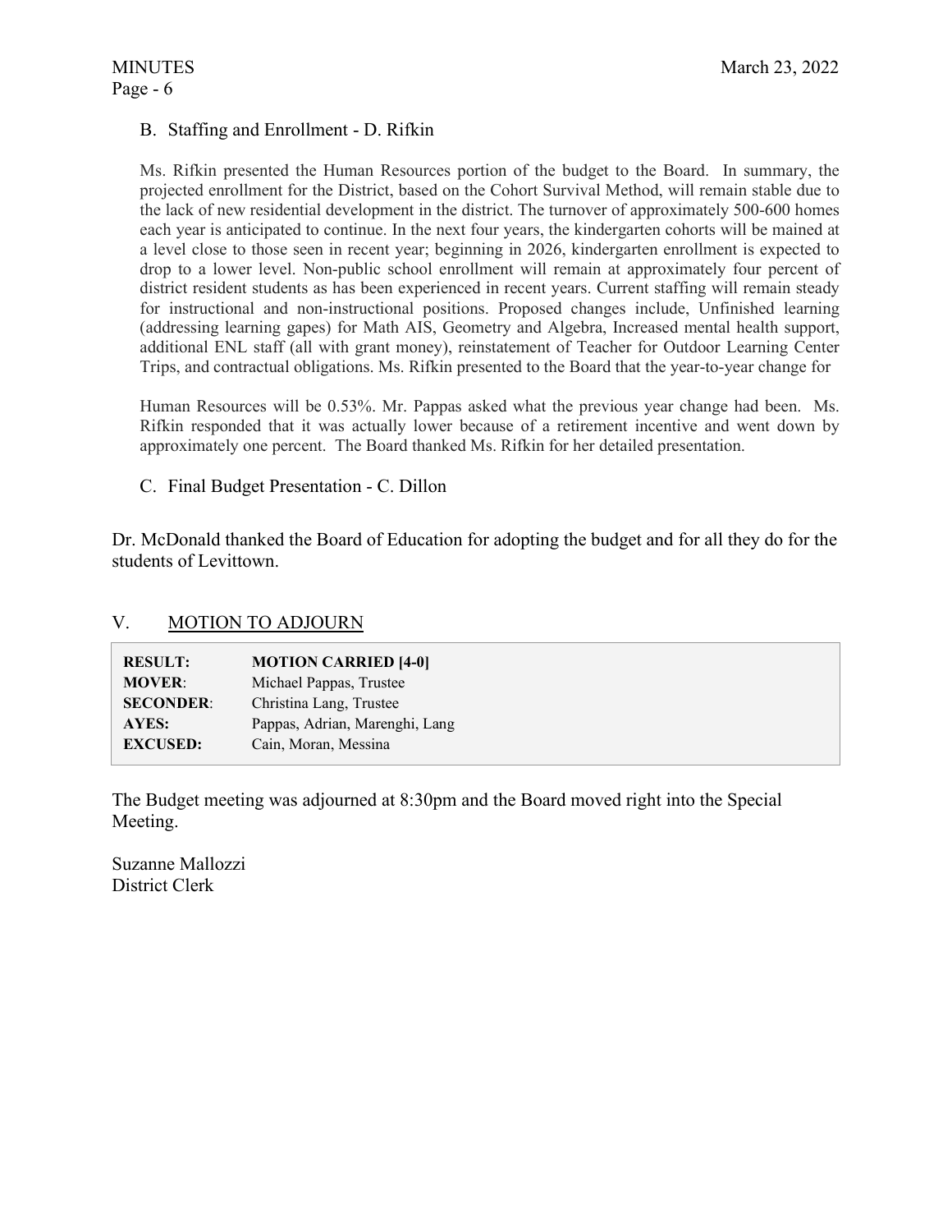B. Staffing and Enrollment - D. Rifkin

Ms. Rifkin presented the Human Resources portion of the budget to the Board. In summary, the projected enrollment for the District, based on the Cohort Survival Method, will remain stable due to the lack of new residential development in the district. The turnover of approximately 500-600 homes each year is anticipated to continue. In the next four years, the kindergarten cohorts will be mained at a level close to those seen in recent year; beginning in 2026, kindergarten enrollment is expected to drop to a lower level. Non-public school enrollment will remain at approximately four percent of district resident students as has been experienced in recent years. Current staffing will remain steady for instructional and non-instructional positions. Proposed changes include, Unfinished learning (addressing learning gapes) for Math AIS, Geometry and Algebra, Increased mental health support, additional ENL staff (all with grant money), reinstatement of Teacher for Outdoor Learning Center Trips, and contractual obligations. Ms. Rifkin presented to the Board that the year-to-year change for

Human Resources will be 0.53%. Mr. Pappas asked what the previous year change had been. Ms. Rifkin responded that it was actually lower because of a retirement incentive and went down by approximately one percent. The Board thanked Ms. Rifkin for her detailed presentation.

C. Final Budget Presentation - C. Dillon

Dr. McDonald thanked the Board of Education for adopting the budget and for all they do for the students of Levittown.

## V. MOTION TO ADJOURN

| | |
|---|---|
| **RESULT:** | **MOTION CARRIED [4-0]** |
| **MOVER**: | Michael Pappas, Trustee |
| **SECONDER**: | Christina Lang, Trustee |
| **AYES:** | Pappas, Adrian, Marenghi, Lang |
| **EXCUSED:** | Cain, Moran, Messina |

The Budget meeting was adjourned at 8:30pm and the Board moved right into the Special Meeting.

Suzanne Mallozzi
District Clerk